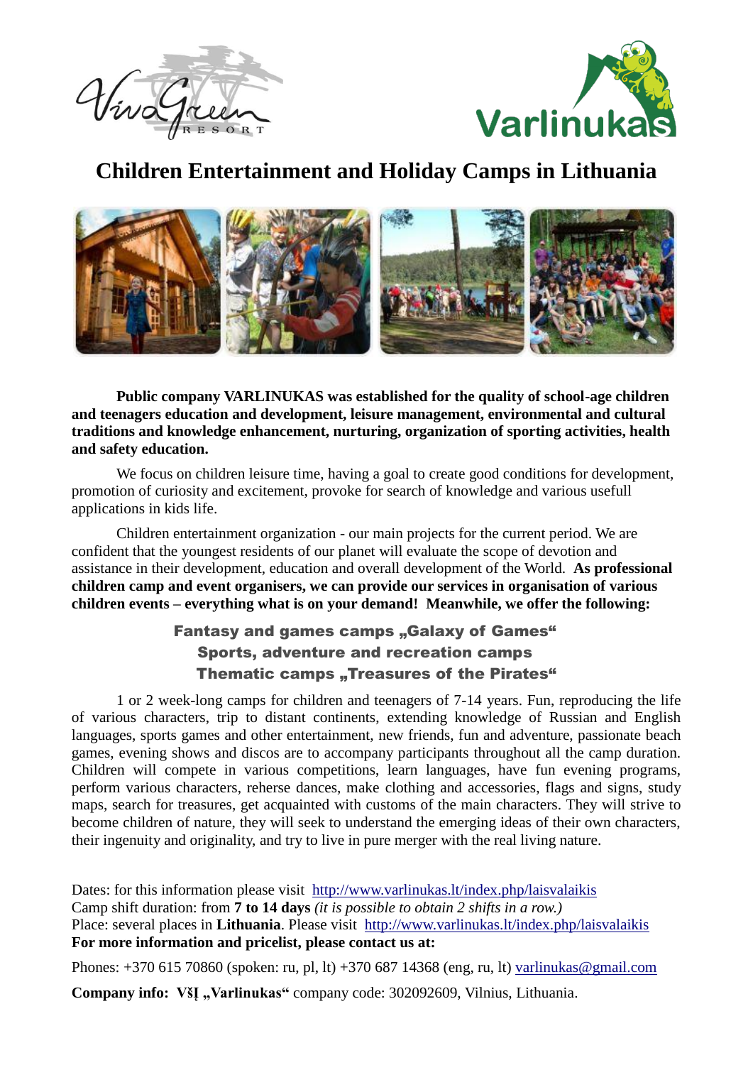# Children Entertainment and Holiday Camps in Lithuania

**Public company VARLINUKAS was established for the quality of school-age children and teenagers education and development, leisure management, environmental and cultural traditions and knowledge enhancement, nurturing, organization of sporting activities, health and safety education.**

We focus on children leisure time, having a goal to create good conditions for development, promotion of curiosity and excitement, provoke for search of knowledge and various usefull applications in kids life.

Children entertainment organization - our main projects for the current period. We are confident that the youngest residents of our planet will evaluate the scope of devotion and assistance in their development, education and overall development of the World. **As professional children camp and event organisers, we can provide our services in organisation of various children events – everything what is on your demand! Meanwhile, we offer the following:**

**Fantasy and games camps „Galaxy of Games“**
**Sports, adventure and recreation camps**
**Thematic camps „Treasures of the Pirates“**

1 or 2 week-long camps for children and teenagers of 7-14 years. Fun, reproducing the life of various characters, trip to distant continents, extending knowledge of Russian and English languages, sports games and other entertainment, new friends, fun and adventure, passionate beach games, evening shows and discos are to accompany participants throughout all the camp duration. Children will compete in various competitions, learn languages, have fun evening programs, perform various characters, reherse dances, make clothing and accessories, flags and signs, study maps, search for treasures, get acquainted with customs of the main characters. They will strive to become children of nature, they will seek to understand the emerging ideas of their own characters, their ingenuity and originality, and try to live in pure merger with the real living nature.

Dates: for this information please visit http://www.varlinukas.lt/index.php/laisvalaikis
Camp shift duration: from **7 to 14 days** *(it is possible to obtain 2 shifts in a row.)*
Place: several places in **Lithuania**. Please visit http://www.varlinukas.lt/index.php/laisvalaikis
**For more information and pricelist, please contact us at:**

Phones: +370 615 70860 (spoken: ru, pl, lt) +370 687 14368 (eng, ru, lt) varlinukas@gmail.com

**Company info: VšĮ „Varlinukas“** company code: 302092609, Vilnius, Lithuania.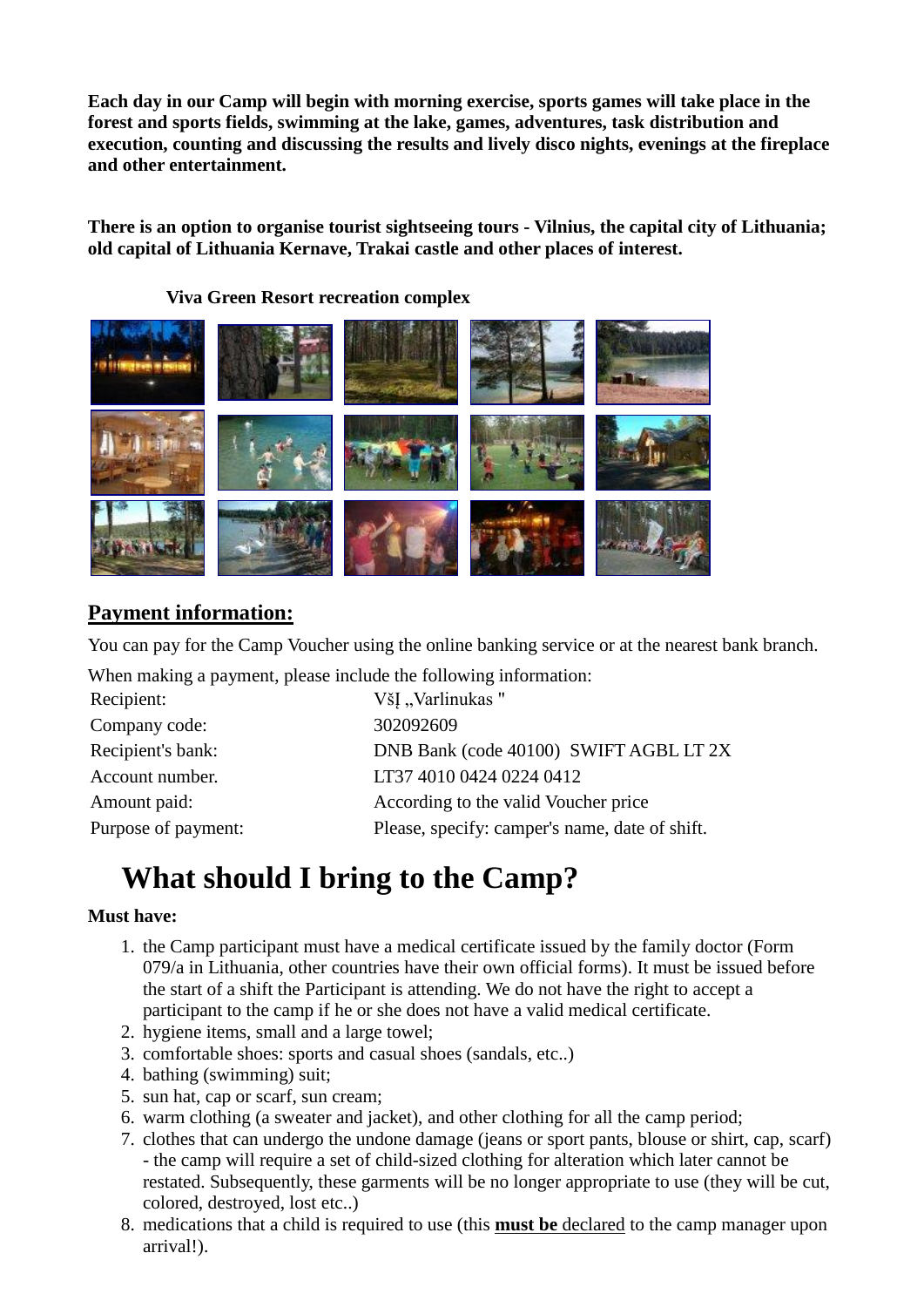**Each day in our Camp will begin with morning exercise, sports games will take place in the forest and sports fields, swimming at the lake, games, adventures, task distribution and execution, counting and discussing the results and lively disco nights, evenings at the fireplace and other entertainment.**

**There is an option to organise tourist sightseeing tours - Vilnius, the capital city of Lithuania; old capital of Lithuania Kernave, Trakai castle and other places of interest.**

**Viva Green Resort recreation complex**

## Payment information:

You can pay for the Camp Voucher using the online banking service or at the nearest bank branch.

When making a payment, please include the following information:

| | |
|---|---|
| Recipient: | VšĮ „Varlinukas " |
| Company code: | 302092609 |
| Recipient's bank: | DNB Bank (code 40100)  SWIFT AGBL LT 2X |
| Account number. | LT37 4010 0424 0224 0412 |
| Amount paid: | According to the valid Voucher price |
| Purpose of payment: | Please, specify: camper's name, date of shift. |

# What should I bring to the Camp?

**Must have:**

1. the Camp participant must have a medical certificate issued by the family doctor (Form 079/a in Lithuania, other countries have their own official forms). It must be issued before the start of a shift the Participant is attending. We do not have the right to accept a participant to the camp if he or she does not have a valid medical certificate.
2. hygiene items, small and a large towel;
3. comfortable shoes: sports and casual shoes (sandals, etc..)
4. bathing (swimming) suit;
5. sun hat, cap or scarf, sun cream;
6. warm clothing (a sweater and jacket), and other clothing for all the camp period;
7. clothes that can undergo the undone damage (jeans or sport pants, blouse or shirt, cap, scarf) - the camp will require a set of child-sized clothing for alteration which later cannot be restated. Subsequently, these garments will be no longer appropriate to use (they will be cut, colored, destroyed, lost etc..)
8. medications that a child is required to use (this **must be** declared to the camp manager upon arrival!).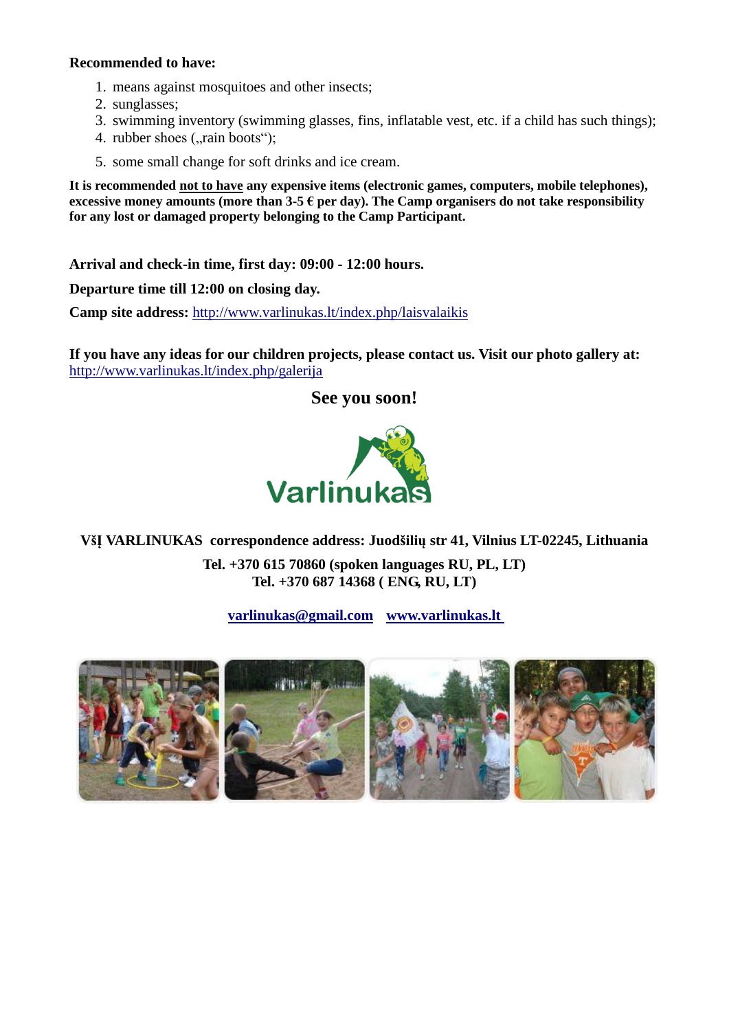**Recommended to have:**

1. means against mosquitoes and other insects;
2. sunglasses;
3. swimming inventory (swimming glasses, fins, inflatable vest, etc. if a child has such things);
4. rubber shoes („rain boots“);
5. some small change for soft drinks and ice cream.

**It is recommended <u>not to have</u> any expensive items (electronic games, computers, mobile telephones), excessive money amounts (more than 3-5 € per day). The Camp organisers do not take responsibility for any lost or damaged property belonging to the Camp Participant.**

**Arrival and check-in time, first day: 09:00 - 12:00 hours.**

**Departure time till 12:00 on closing day.**

**Camp site address:** [http://www.varlinukas.lt/index.php/laisvalaikis](http://www.varlinukas.lt/index.php/laisvalaikis)

**If you have any ideas for our children projects, please contact us. Visit our photo gallery at:** [http://www.varlinukas.lt/index.php/galerija](http://www.varlinukas.lt/index.php/galerija)

**See you soon!**

Varlinukas

**VšĮ VARLINUKAS correspondence address: Juodšilių str 41, Vilnius LT-02245, Lithuania**

**Tel. +370 615 70860 (spoken languages RU, PL, LT)**
**Tel. +370 687 14368 ( ENG, RU, LT)**

**[varlinukas@gmail.com](mailto:varlinukas@gmail.com)** **[www.varlinukas.lt](http://www.varlinukas.lt)**